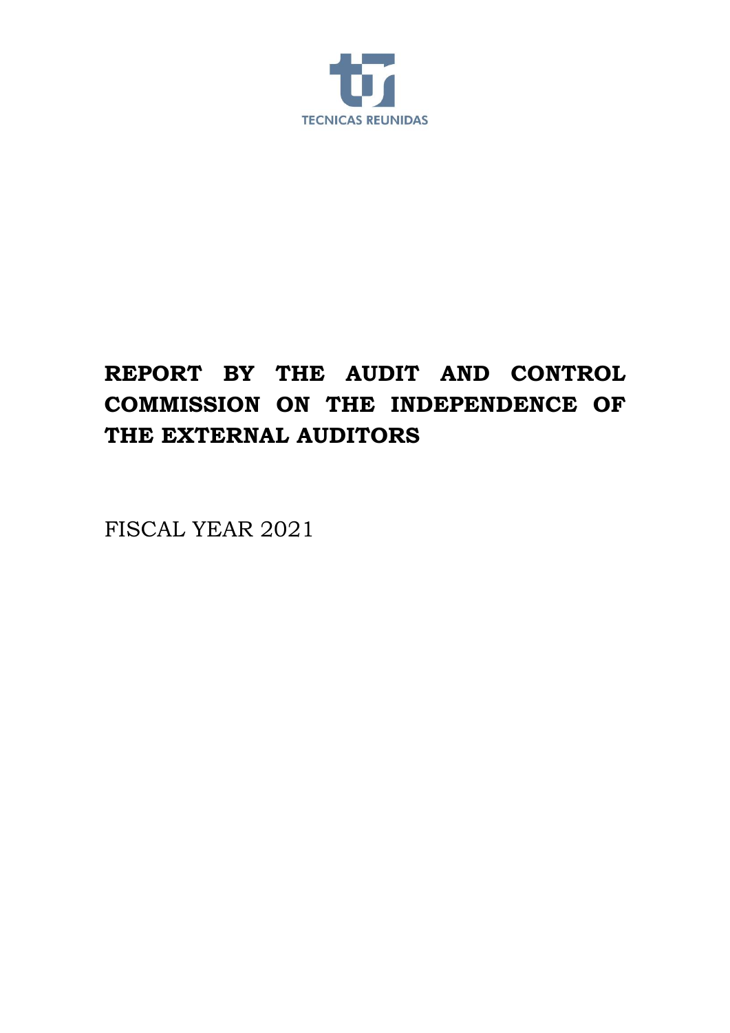TECNICAS REUNIDAS

# REPORT BY THE AUDIT AND CONTROL COMMISSION ON THE INDEPENDENCE OF THE EXTERNAL AUDITORS

FISCAL YEAR 2021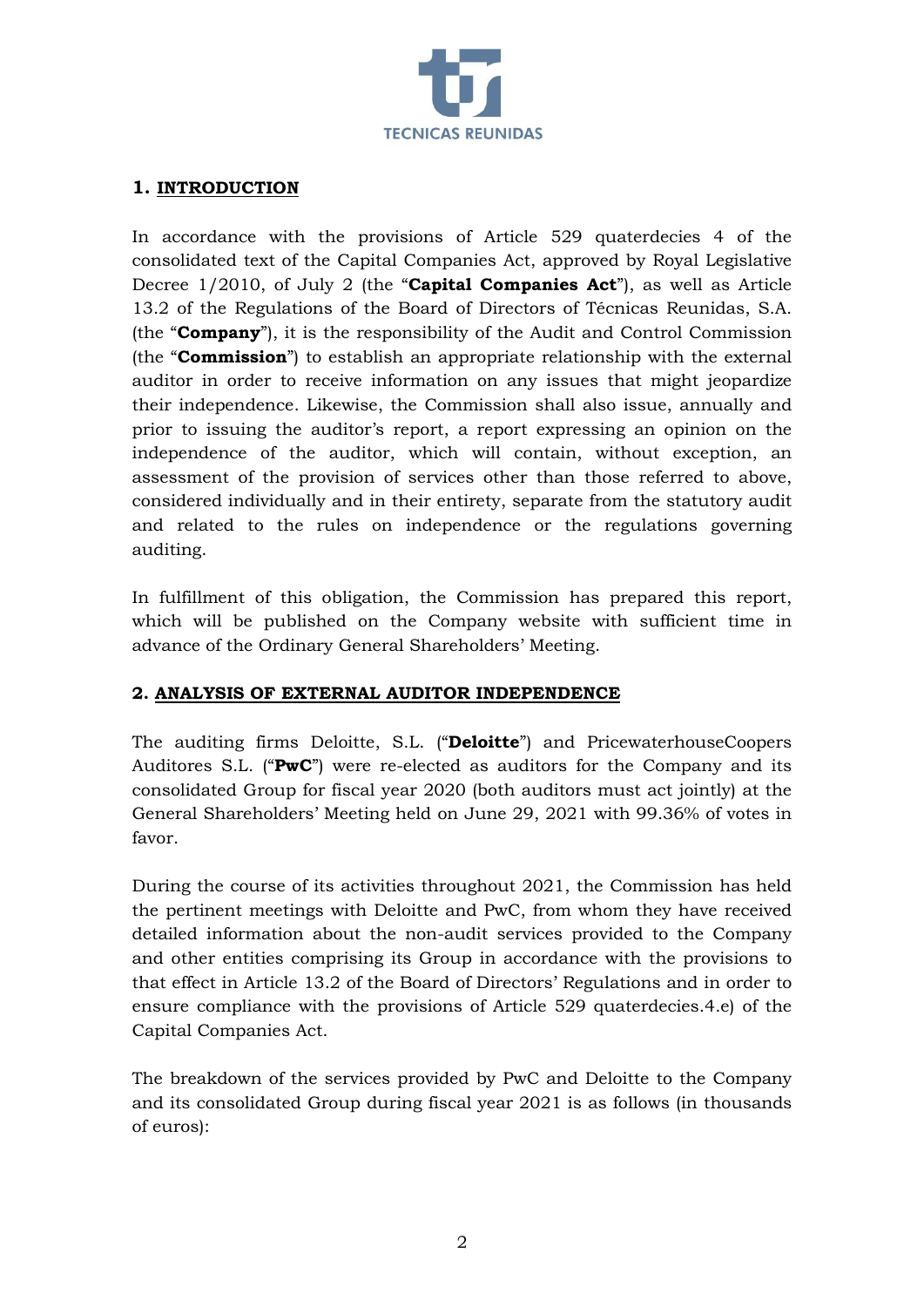## 1. INTRODUCTION

In accordance with the provisions of Article 529 quaterdecies 4 of the consolidated text of the Capital Companies Act, approved by Royal Legislative Decree 1/2010, of July 2 (the "**Capital Companies Act**"), as well as Article 13.2 of the Regulations of the Board of Directors of Técnicas Reunidas, S.A. (the "**Company**"), it is the responsibility of the Audit and Control Commission (the "**Commission**") to establish an appropriate relationship with the external auditor in order to receive information on any issues that might jeopardize their independence. Likewise, the Commission shall also issue, annually and prior to issuing the auditor's report, a report expressing an opinion on the independence of the auditor, which will contain, without exception, an assessment of the provision of services other than those referred to above, considered individually and in their entirety, separate from the statutory audit and related to the rules on independence or the regulations governing auditing.

In fulfillment of this obligation, the Commission has prepared this report, which will be published on the Company website with sufficient time in advance of the Ordinary General Shareholders' Meeting.

## 2. ANALYSIS OF EXTERNAL AUDITOR INDEPENDENCE

The auditing firms Deloitte, S.L. ("**Deloitte**") and PricewaterhouseCoopers Auditores S.L. ("**PwC**") were re-elected as auditors for the Company and its consolidated Group for fiscal year 2020 (both auditors must act jointly) at the General Shareholders' Meeting held on June 29, 2021 with 99.36% of votes in favor.

During the course of its activities throughout 2021, the Commission has held the pertinent meetings with Deloitte and PwC, from whom they have received detailed information about the non-audit services provided to the Company and other entities comprising its Group in accordance with the provisions to that effect in Article 13.2 of the Board of Directors' Regulations and in order to ensure compliance with the provisions of Article 529 quaterdecies.4.e) of the Capital Companies Act.

The breakdown of the services provided by PwC and Deloitte to the Company and its consolidated Group during fiscal year 2021 is as follows (in thousands of euros):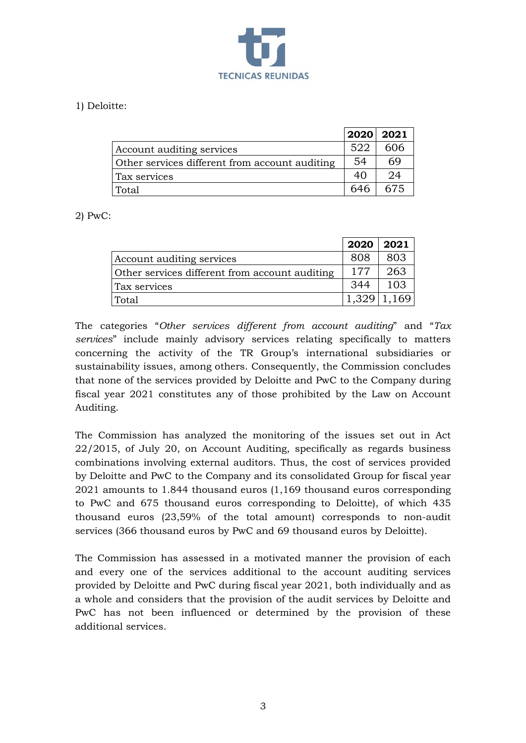1) Deloitte:

| | 2020 | 2021 |
|---|---|---|
| Account auditing services | 522 | 606 |
| Other services different from account auditing | 54 | 69 |
| Tax services | 40 | 24 |
| Total | 646 | 675 |

2) PwC:

| | 2020 | 2021 |
|---|---|---|
| Account auditing services | 808 | 803 |
| Other services different from account auditing | 177 | 263 |
| Tax services | 344 | 103 |
| Total | 1,329 | 1,169 |

The categories "*Other services different from account auditing*" and "*Tax services*" include mainly advisory services relating specifically to matters concerning the activity of the TR Group's international subsidiaries or sustainability issues, among others. Consequently, the Commission concludes that none of the services provided by Deloitte and PwC to the Company during fiscal year 2021 constitutes any of those prohibited by the Law on Account Auditing.

The Commission has analyzed the monitoring of the issues set out in Act 22/2015, of July 20, on Account Auditing, specifically as regards business combinations involving external auditors. Thus, the cost of services provided by Deloitte and PwC to the Company and its consolidated Group for fiscal year 2021 amounts to 1.844 thousand euros (1,169 thousand euros corresponding to PwC and 675 thousand euros corresponding to Deloitte), of which 435 thousand euros (23,59% of the total amount) corresponds to non-audit services (366 thousand euros by PwC and 69 thousand euros by Deloitte).

The Commission has assessed in a motivated manner the provision of each and every one of the services additional to the account auditing services provided by Deloitte and PwC during fiscal year 2021, both individually and as a whole and considers that the provision of the audit services by Deloitte and PwC has not been influenced or determined by the provision of these additional services.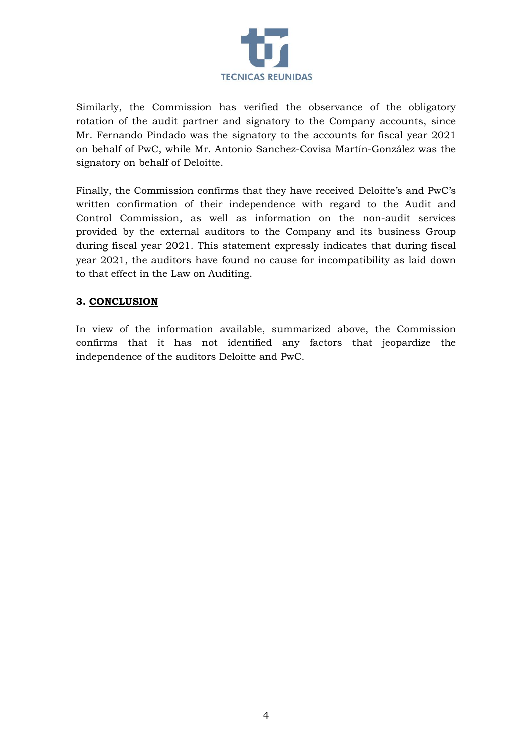Similarly, the Commission has verified the observance of the obligatory rotation of the audit partner and signatory to the Company accounts, since Mr. Fernando Pindado was the signatory to the accounts for fiscal year 2021 on behalf of PwC, while Mr. Antonio Sanchez-Covisa Martín-González was the signatory on behalf of Deloitte.

Finally, the Commission confirms that they have received Deloitte's and PwC's written confirmation of their independence with regard to the Audit and Control Commission, as well as information on the non-audit services provided by the external auditors to the Company and its business Group during fiscal year 2021. This statement expressly indicates that during fiscal year 2021, the auditors have found no cause for incompatibility as laid down to that effect in the Law on Auditing.

## 3. CONCLUSION

In view of the information available, summarized above, the Commission confirms that it has not identified any factors that jeopardize the independence of the auditors Deloitte and PwC.